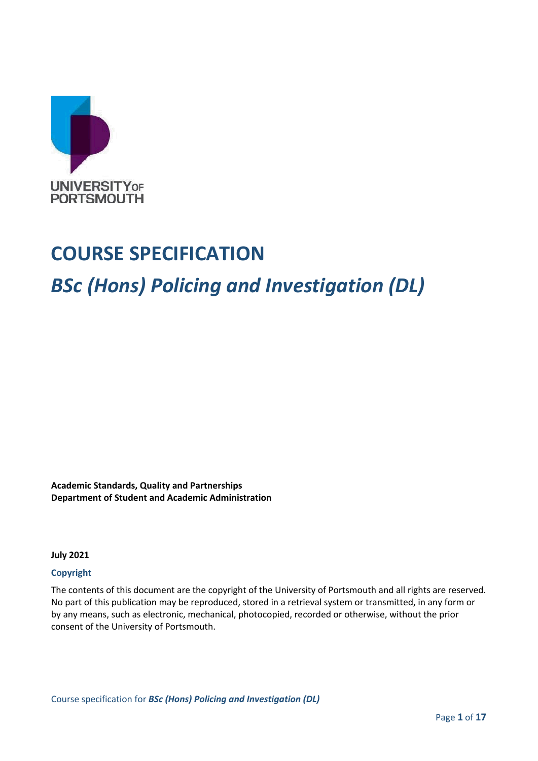UNIVERSITY OF PORTSMOUTH

# COURSE SPECIFICATION

## *BSc (Hons) Policing and Investigation (DL)*

**Academic Standards, Quality and Partnerships**
**Department of Student and Academic Administration**

**July 2021**

**Copyright**

The contents of this document are the copyright of the University of Portsmouth and all rights are reserved. No part of this publication may be reproduced, stored in a retrieval system or transmitted, in any form or by any means, such as electronic, mechanical, photocopied, recorded or otherwise, without the prior consent of the University of Portsmouth.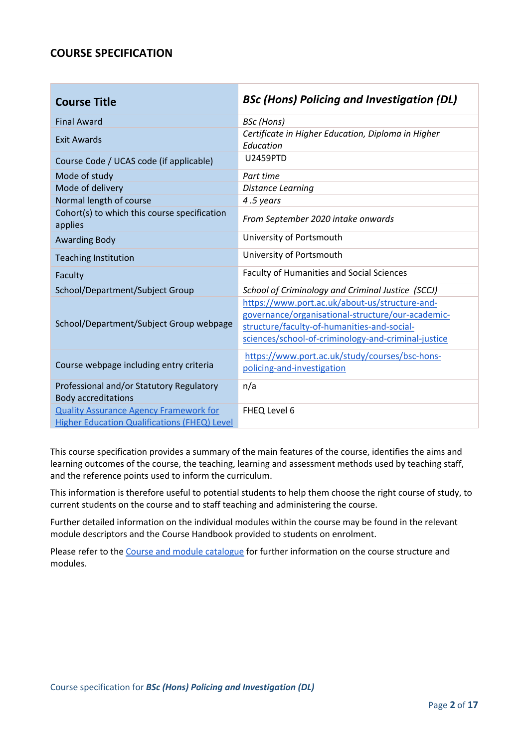## COURSE SPECIFICATION

| Course Title | *BSc (Hons) Policing and Investigation (DL)* |
|---|---|
| Final Award | *BSc (Hons)* |
| Exit Awards | *Certificate in Higher Education, Diploma in Higher Education* |
| Course Code / UCAS code (if applicable) | U2459PTD |
| Mode of study | *Part time* |
| Mode of delivery | *Distance Learning* |
| Normal length of course | *4 .5 years* |
| Cohort(s) to which this course specification applies | *From September 2020 intake onwards* |
| Awarding Body | University of Portsmouth |
| Teaching Institution | University of Portsmouth |
| Faculty | Faculty of Humanities and Social Sciences |
| School/Department/Subject Group | *School of Criminology and Criminal Justice (SCCJ)* |
| School/Department/Subject Group webpage | https://www.port.ac.uk/about-us/structure-and-governance/organisational-structure/our-academic-structure/faculty-of-humanities-and-social-sciences/school-of-criminology-and-criminal-justice |
| Course webpage including entry criteria | https://www.port.ac.uk/study/courses/bsc-hons-policing-and-investigation |
| Professional and/or Statutory Regulatory Body accreditations | n/a |
| Quality Assurance Agency Framework for Higher Education Qualifications (FHEQ) Level | FHEQ Level 6 |

This course specification provides a summary of the main features of the course, identifies the aims and learning outcomes of the course, the teaching, learning and assessment methods used by teaching staff, and the reference points used to inform the curriculum.

This information is therefore useful to potential students to help them choose the right course of study, to current students on the course and to staff teaching and administering the course.

Further detailed information on the individual modules within the course may be found in the relevant module descriptors and the Course Handbook provided to students on enrolment.

Please refer to the Course and module catalogue for further information on the course structure and modules.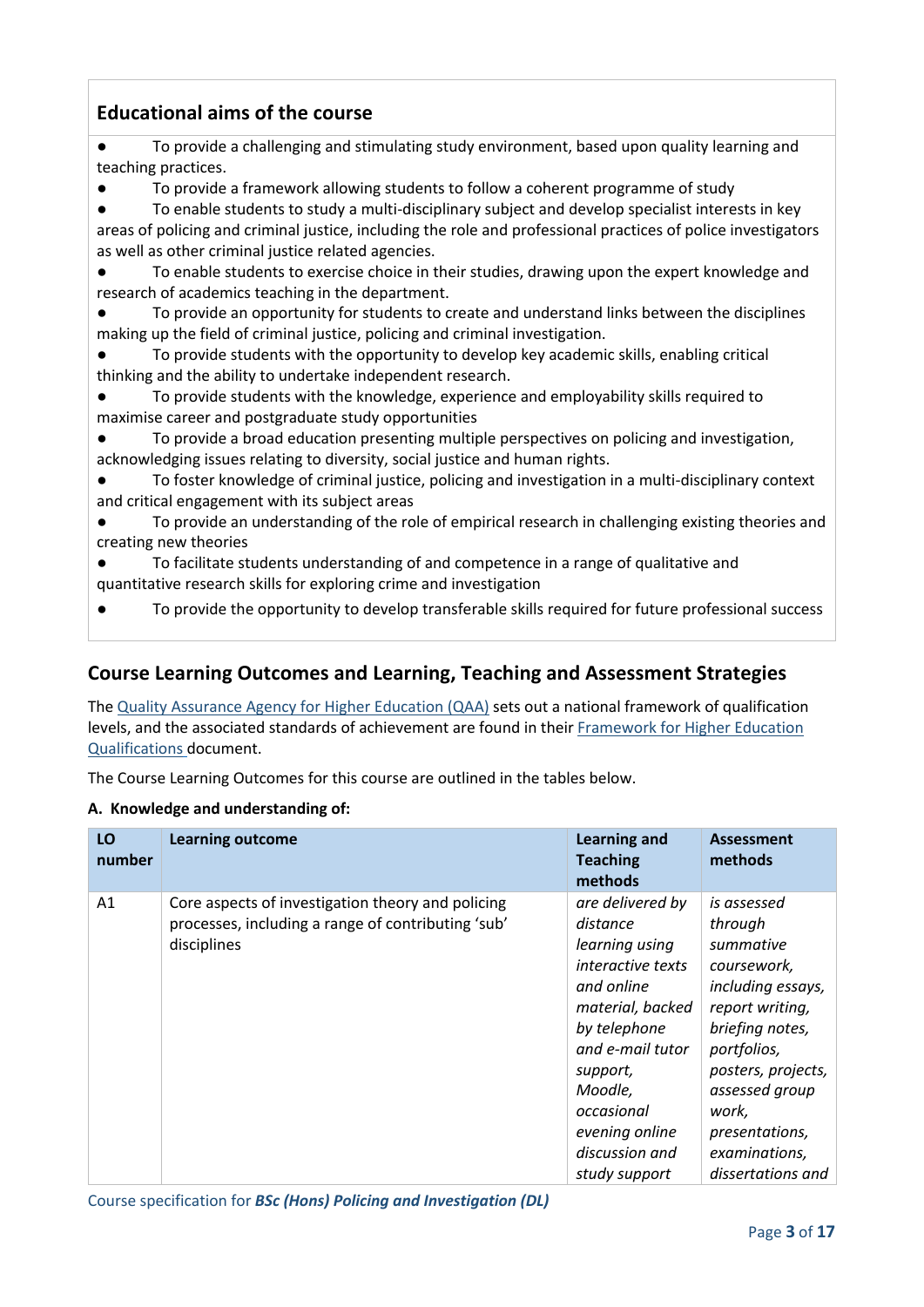## Educational aims of the course

- To provide a challenging and stimulating study environment, based upon quality learning and teaching practices.
- To provide a framework allowing students to follow a coherent programme of study
- To enable students to study a multi-disciplinary subject and develop specialist interests in key areas of policing and criminal justice, including the role and professional practices of police investigators as well as other criminal justice related agencies.
- To enable students to exercise choice in their studies, drawing upon the expert knowledge and research of academics teaching in the department.
- To provide an opportunity for students to create and understand links between the disciplines making up the field of criminal justice, policing and criminal investigation.
- To provide students with the opportunity to develop key academic skills, enabling critical thinking and the ability to undertake independent research.
- To provide students with the knowledge, experience and employability skills required to maximise career and postgraduate study opportunities
- To provide a broad education presenting multiple perspectives on policing and investigation, acknowledging issues relating to diversity, social justice and human rights.
- To foster knowledge of criminal justice, policing and investigation in a multi-disciplinary context and critical engagement with its subject areas
- To provide an understanding of the role of empirical research in challenging existing theories and creating new theories
- To facilitate students understanding of and competence in a range of qualitative and quantitative research skills for exploring crime and investigation
- To provide the opportunity to develop transferable skills required for future professional success

## Course Learning Outcomes and Learning, Teaching and Assessment Strategies

The [Quality Assurance Agency for Higher Education (QAA)](#) sets out a national framework of qualification levels, and the associated standards of achievement are found in their [Framework for Higher Education Qualifications](#) document.

The Course Learning Outcomes for this course are outlined in the tables below.

**A. Knowledge and understanding of:**

| LO number | Learning outcome | Learning and Teaching methods | Assessment methods |
|---|---|---|---|
| A1 | Core aspects of investigation theory and policing processes, including a range of contributing 'sub' disciplines | *are delivered by distance learning using interactive texts and online material, backed by telephone and e-mail tutor support, Moodle, occasional evening online discussion and study support* | *is assessed through summative coursework, including essays, report writing, briefing notes, portfolios, posters, projects, assessed group work, presentations, examinations, dissertations and* |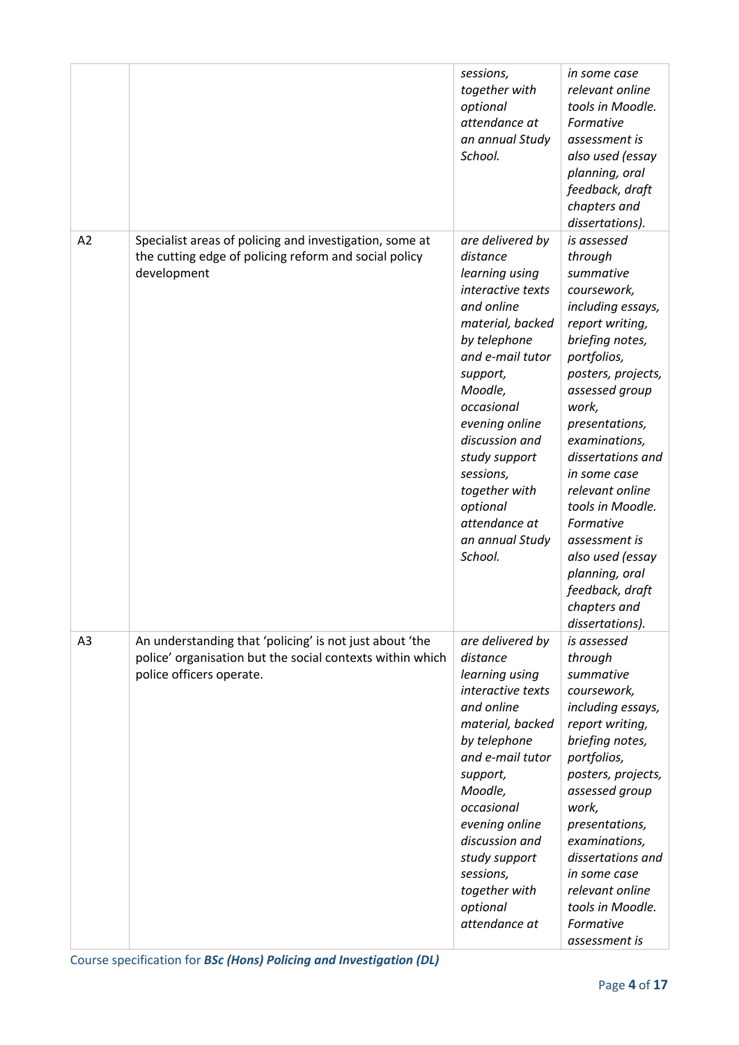| | | | |
|---|---|---|---|
| | | *sessions, together with optional attendance at an annual Study School.* | *in some case relevant online tools in Moodle. Formative assessment is also used (essay planning, oral feedback, draft chapters and dissertations).* |
| A2 | Specialist areas of policing and investigation, some at the cutting edge of policing reform and social policy development | *are delivered by distance learning using interactive texts and online material, backed by telephone and e-mail tutor support, Moodle, occasional evening online discussion and study support sessions, together with optional attendance at an annual Study School.* | *is assessed through summative coursework, including essays, report writing, briefing notes, portfolios, posters, projects, assessed group work, presentations, examinations, dissertations and in some case relevant online tools in Moodle. Formative assessment is also used (essay planning, oral feedback, draft chapters and dissertations).* |
| A3 | An understanding that 'policing' is not just about 'the police' organisation but the social contexts within which police officers operate. | *are delivered by distance learning using interactive texts and online material, backed by telephone and e-mail tutor support, Moodle, occasional evening online discussion and study support sessions, together with optional attendance at* | *is assessed through summative coursework, including essays, report writing, briefing notes, portfolios, posters, projects, assessed group work, presentations, examinations, dissertations and in some case relevant online tools in Moodle. Formative assessment is* |

Course specification for ***BSc (Hons) Policing and Investigation (DL)***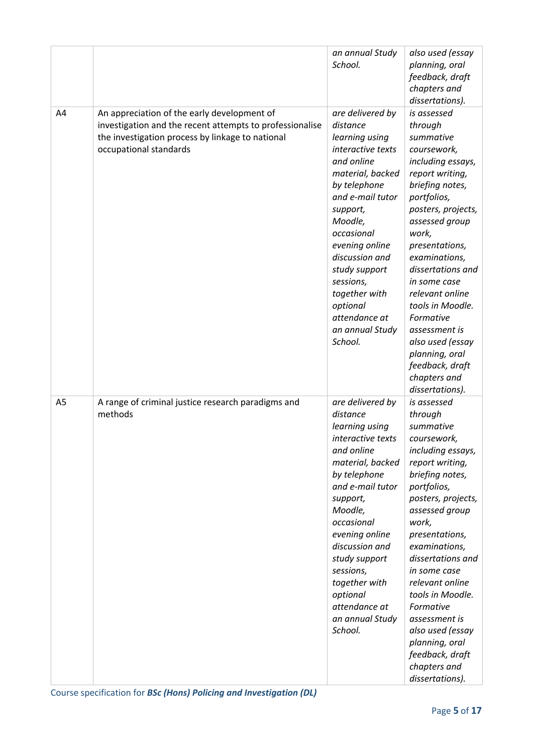| | | | |
|---|---|---|---|
| | | *an annual Study School.* | *also used (essay planning, oral feedback, draft chapters and dissertations).* |
| A4 | An appreciation of the early development of investigation and the recent attempts to professionalise the investigation process by linkage to national occupational standards | *are delivered by distance learning using interactive texts and online material, backed by telephone and e-mail tutor support, Moodle, occasional evening online discussion and study support sessions, together with optional attendance at an annual Study School.* | *is assessed through summative coursework, including essays, report writing, briefing notes, portfolios, posters, projects, assessed group work, presentations, examinations, dissertations and in some case relevant online tools in Moodle. Formative assessment is also used (essay planning, oral feedback, draft chapters and dissertations).* |
| A5 | A range of criminal justice research paradigms and methods | *are delivered by distance learning using interactive texts and online material, backed by telephone and e-mail tutor support, Moodle, occasional evening online discussion and study support sessions, together with optional attendance at an annual Study School.* | *is assessed through summative coursework, including essays, report writing, briefing notes, portfolios, posters, projects, assessed group work, presentations, examinations, dissertations and in some case relevant online tools in Moodle. Formative assessment is also used (essay planning, oral feedback, draft chapters and dissertations).* |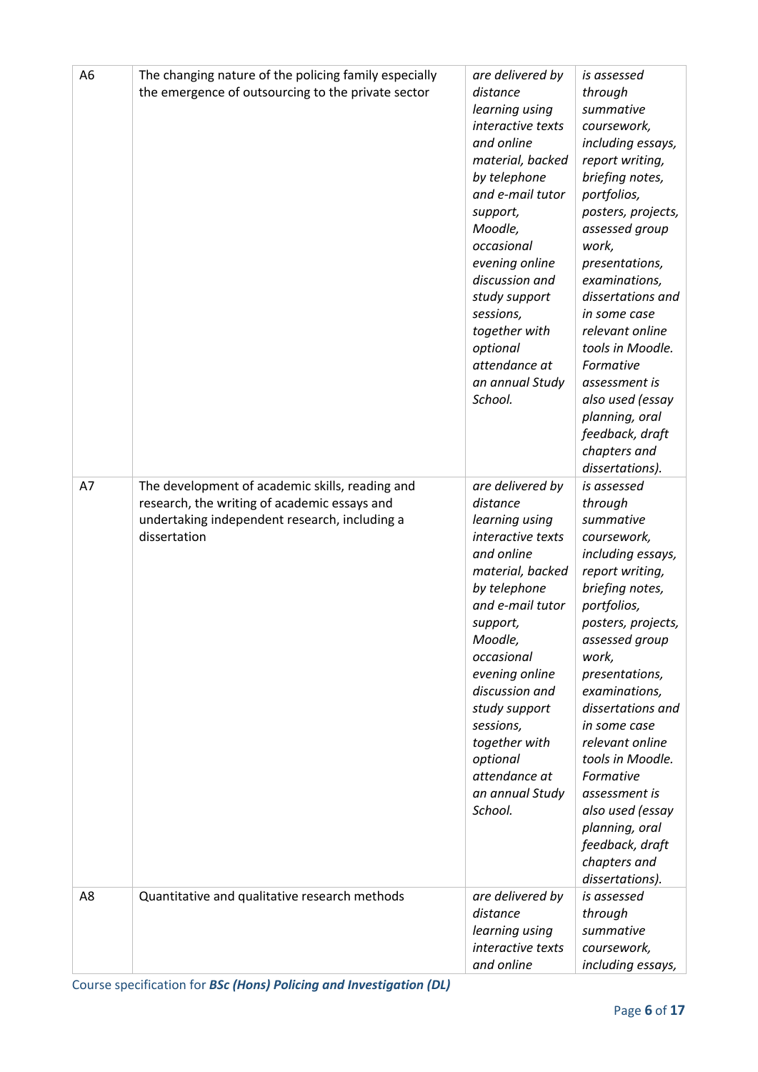| | | | |
|---|---|---|---|
| A6 | The changing nature of the policing family especially the emergence of outsourcing to the private sector | *are delivered by distance learning using interactive texts and online material, backed by telephone and e-mail tutor support, Moodle, occasional evening online discussion and study support sessions, together with optional attendance at an annual Study School.* | *is assessed through summative coursework, including essays, report writing, briefing notes, portfolios, posters, projects, assessed group work, presentations, examinations, dissertations and in some case relevant online tools in Moodle. Formative assessment is also used (essay planning, oral feedback, draft chapters and dissertations).* |
| A7 | The development of academic skills, reading and research, the writing of academic essays and undertaking independent research, including a dissertation | *are delivered by distance learning using interactive texts and online material, backed by telephone and e-mail tutor support, Moodle, occasional evening online discussion and study support sessions, together with optional attendance at an annual Study School.* | *is assessed through summative coursework, including essays, report writing, briefing notes, portfolios, posters, projects, assessed group work, presentations, examinations, dissertations and in some case relevant online tools in Moodle. Formative assessment is also used (essay planning, oral feedback, draft chapters and dissertations).* |
| A8 | Quantitative and qualitative research methods | *are delivered by distance learning using interactive texts and online* | *is assessed through summative coursework, including essays,* |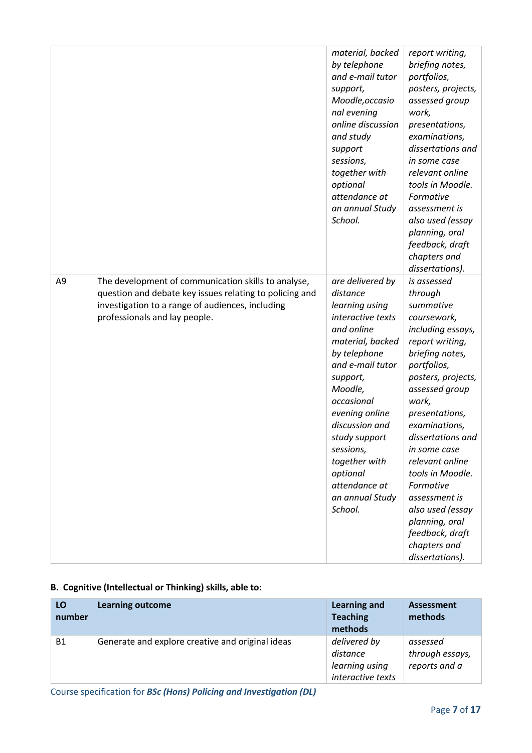| | | | |
|---|---|---|---|
| | | *material, backed by telephone and e-mail tutor support, Moodle,occasional evening online discussion and study support sessions, together with optional attendance at an annual Study School.* | *report writing, briefing notes, portfolios, posters, projects, assessed group work, presentations, examinations, dissertations and in some case relevant online tools in Moodle. Formative assessment is also used (essay planning, oral feedback, draft chapters and dissertations).* |
| A9 | The development of communication skills to analyse, question and debate key issues relating to policing and investigation to a range of audiences, including professionals and lay people. | *are delivered by distance learning using interactive texts and online material, backed by telephone and e-mail tutor support, Moodle, occasional evening online discussion and study support sessions, together with optional attendance at an annual Study School.* | *is assessed through summative coursework, including essays, report writing, briefing notes, portfolios, posters, projects, assessed group work, presentations, examinations, dissertations and in some case relevant online tools in Moodle. Formative assessment is also used (essay planning, oral feedback, draft chapters and dissertations).* |

**B. Cognitive (Intellectual or Thinking) skills, able to:**

| LO number | Learning outcome | Learning and Teaching methods | Assessment methods |
|---|---|---|---|
| B1 | Generate and explore creative and original ideas | *delivered by distance learning using interactive texts* | *assessed through essays, reports and a* |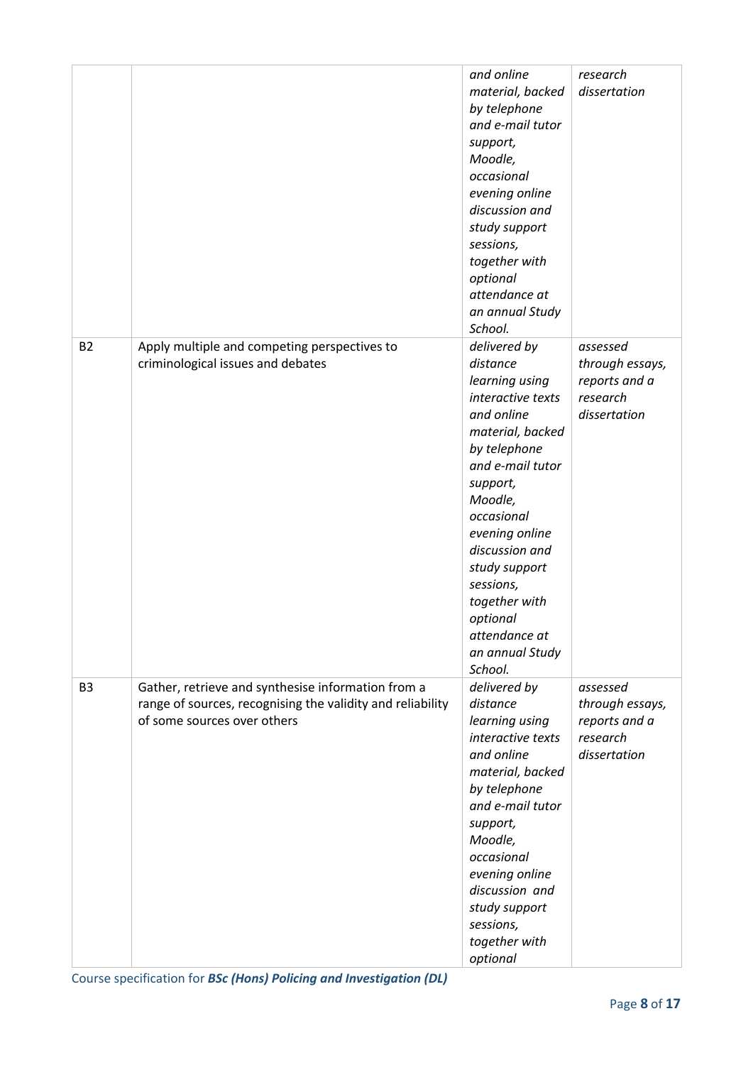| | | | |
|---|---|---|---|
| | | *and online material, backed by telephone and e-mail tutor support, Moodle, occasional evening online discussion and study support sessions, together with optional attendance at an annual Study School.* | *research dissertation* |
| B2 | Apply multiple and competing perspectives to criminological issues and debates | *delivered by distance learning using interactive texts and online material, backed by telephone and e-mail tutor support, Moodle, occasional evening online discussion and study support sessions, together with optional attendance at an annual Study School.* | *assessed through essays, reports and a research dissertation* |
| B3 | Gather, retrieve and synthesise information from a range of sources, recognising the validity and reliability of some sources over others | *delivered by distance learning using interactive texts and online material, backed by telephone and e-mail tutor support, Moodle, occasional evening online discussion and study support sessions, together with optional* | *assessed through essays, reports and a research dissertation* |

Course specification for ***BSc (Hons) Policing and Investigation (DL)***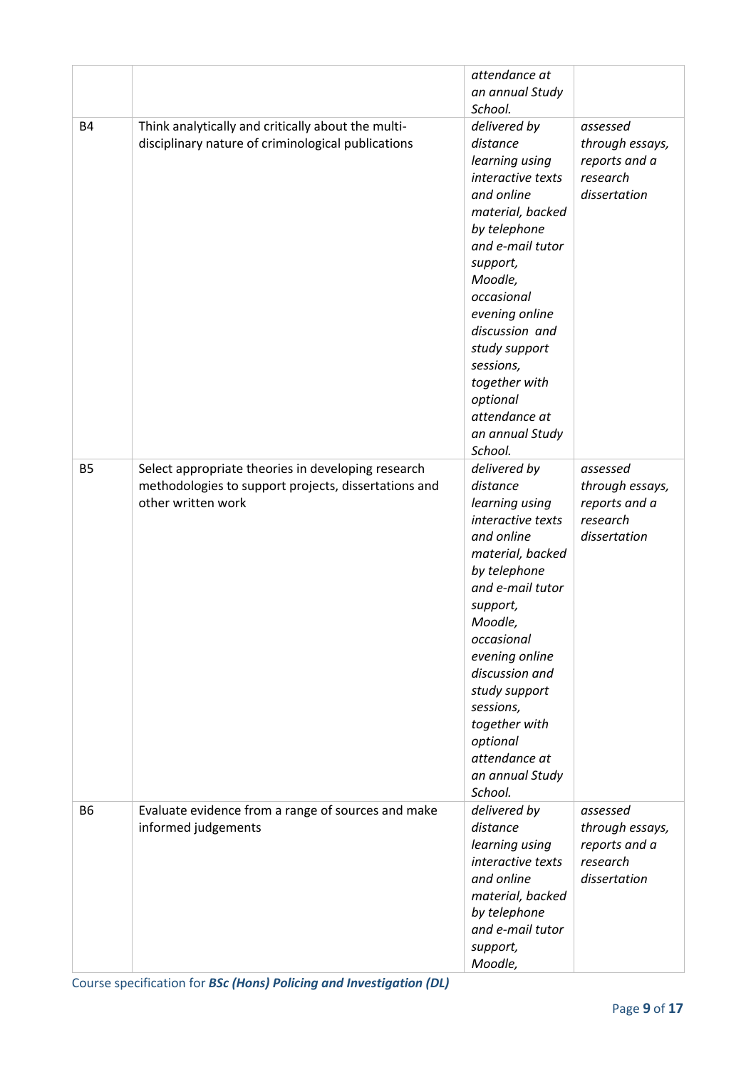| | | | |
|---|---|---|---|
| | | *attendance at an annual Study School.* | |
| B4 | Think analytically and critically about the multi-disciplinary nature of criminological publications | *delivered by distance learning using interactive texts and online material, backed by telephone and e-mail tutor support, Moodle, occasional evening online discussion and study support sessions, together with optional attendance at an annual Study School.* | *assessed through essays, reports and a research dissertation* |
| B5 | Select appropriate theories in developing research methodologies to support projects, dissertations and other written work | *delivered by distance learning using interactive texts and online material, backed by telephone and e-mail tutor support, Moodle, occasional evening online discussion and study support sessions, together with optional attendance at an annual Study School.* | *assessed through essays, reports and a research dissertation* |
| B6 | Evaluate evidence from a range of sources and make informed judgements | *delivered by distance learning using interactive texts and online material, backed by telephone and e-mail tutor support, Moodle,* | *assessed through essays, reports and a research dissertation* |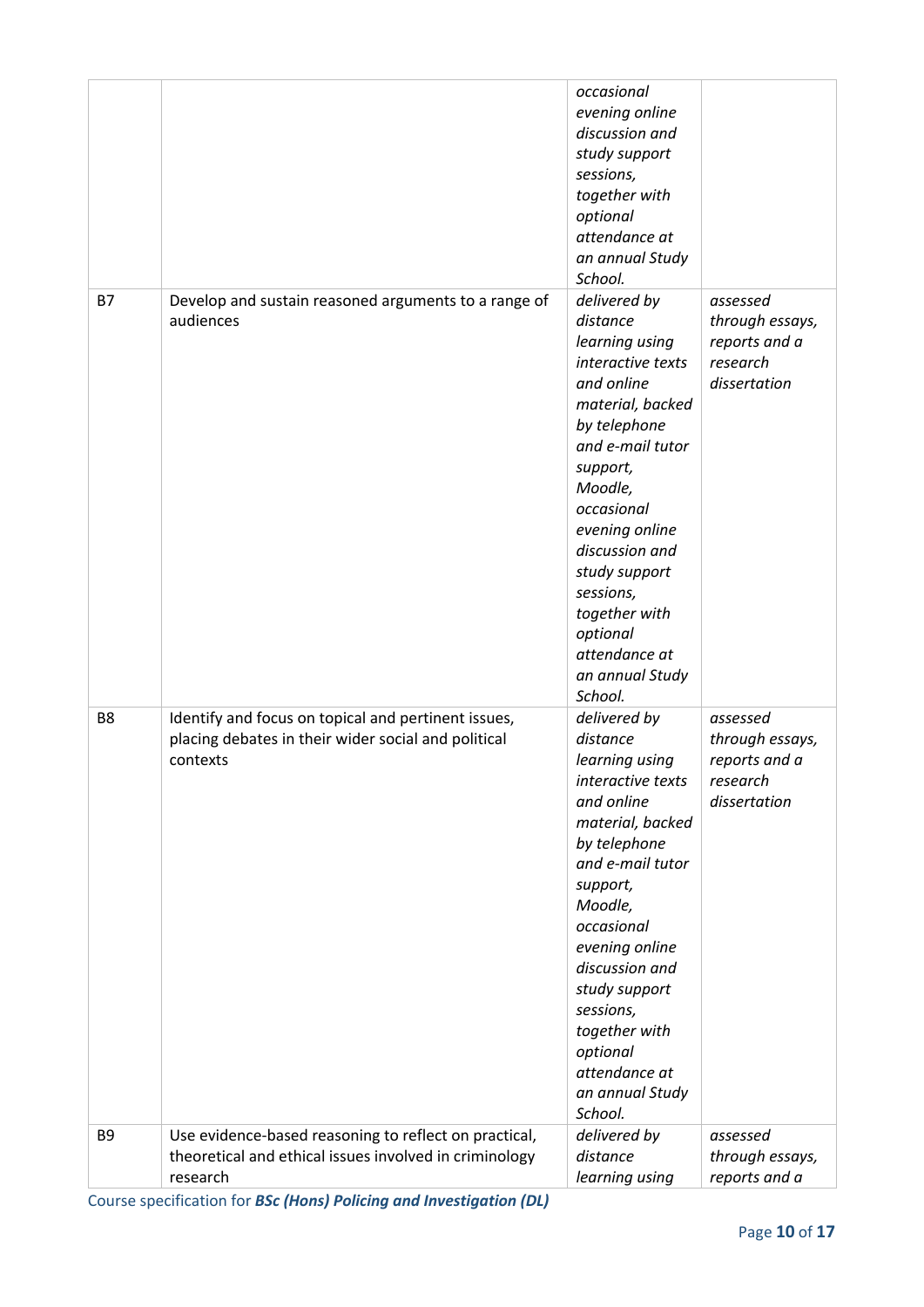|  |  |  |  |
|---|---|---|---|
|  |  | *occasional evening online discussion and study support sessions, together with optional attendance at an annual Study School.* |  |
| B7 | Develop and sustain reasoned arguments to a range of audiences | *delivered by distance learning using interactive texts and online material, backed by telephone and e-mail tutor support, Moodle, occasional evening online discussion and study support sessions, together with optional attendance at an annual Study School.* | *assessed through essays, reports and a research dissertation* |
| B8 | Identify and focus on topical and pertinent issues, placing debates in their wider social and political contexts | *delivered by distance learning using interactive texts and online material, backed by telephone and e-mail tutor support, Moodle, occasional evening online discussion and study support sessions, together with optional attendance at an annual Study School.* | *assessed through essays, reports and a research dissertation* |
| B9 | Use evidence-based reasoning to reflect on practical, theoretical and ethical issues involved in criminology research | *delivered by distance learning using* | *assessed through essays, reports and a* |

Course specification for ***BSc (Hons) Policing and Investigation (DL)***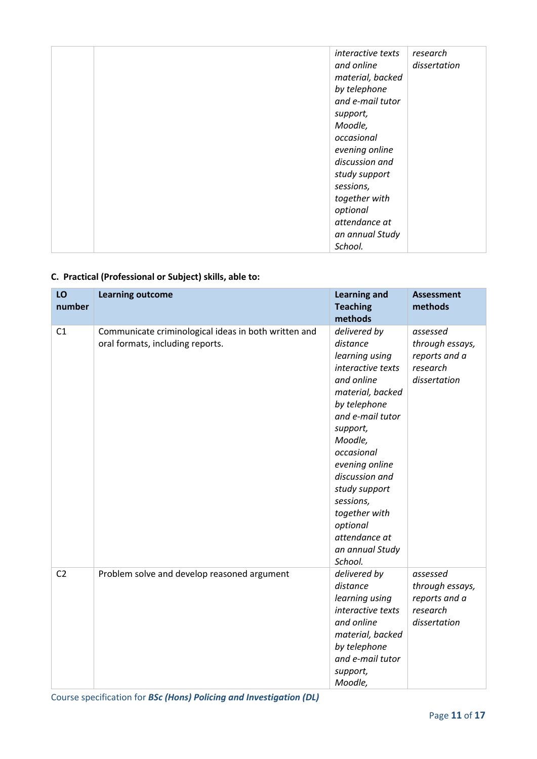| | | *interactive texts and online material, backed by telephone and e-mail tutor support, Moodle, occasional evening online discussion and study support sessions, together with optional attendance at an annual Study School.* | *research dissertation* |
|---|---|---|---|

**C. Practical (Professional or Subject) skills, able to:**

| LO number | Learning outcome | Learning and Teaching methods | Assessment methods |
|---|---|---|---|
| C1 | Communicate criminological ideas in both written and oral formats, including reports. | *delivered by distance learning using interactive texts and online material, backed by telephone and e-mail tutor support, Moodle, occasional evening online discussion and study support sessions, together with optional attendance at an annual Study School.* | *assessed through essays, reports and a research dissertation* |
| C2 | Problem solve and develop reasoned argument | *delivered by distance learning using interactive texts and online material, backed by telephone and e-mail tutor support, Moodle,* | *assessed through essays, reports and a research dissertation* |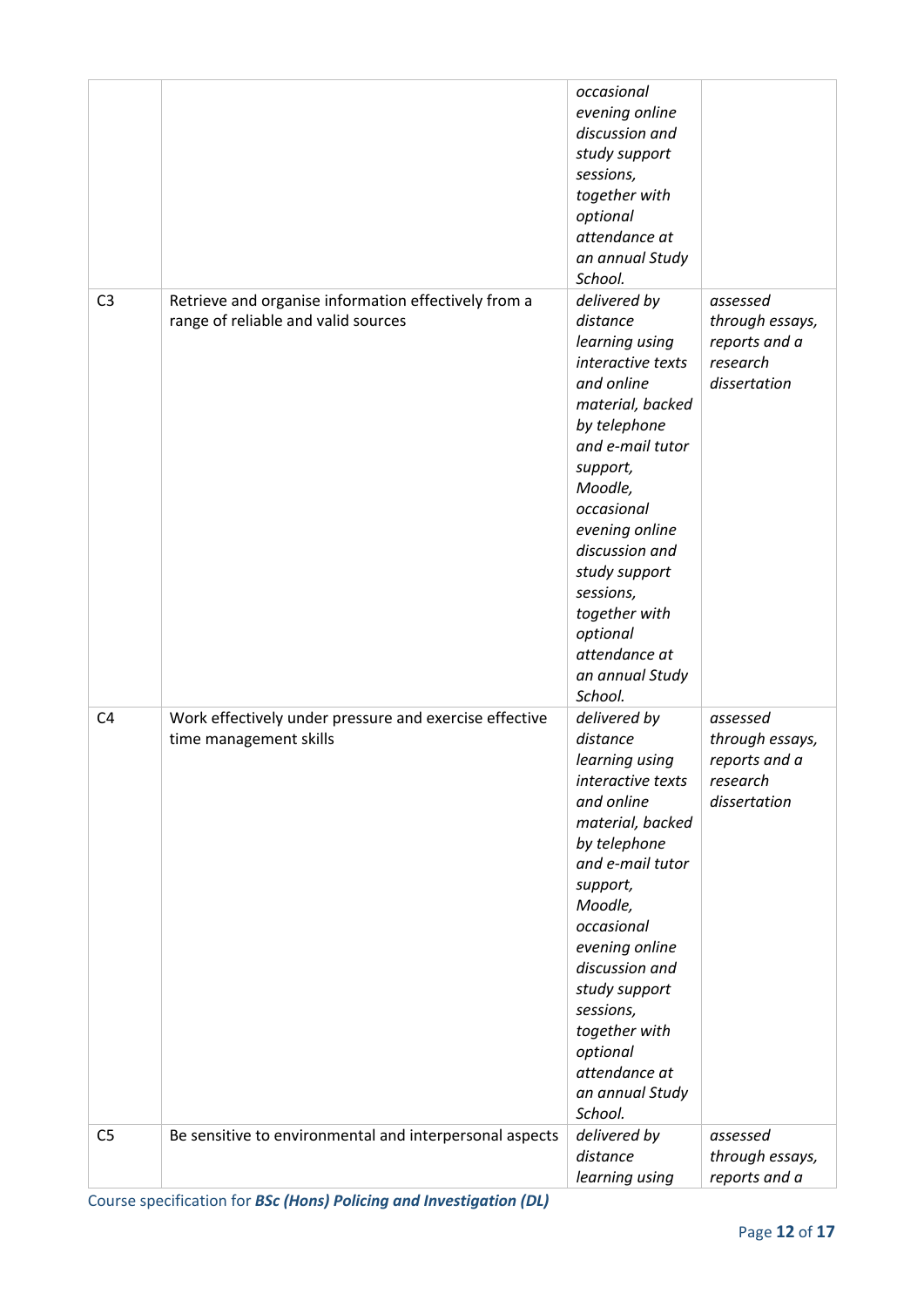| | | | |
|---|---|---|---|
| | | *occasional evening online discussion and study support sessions, together with optional attendance at an annual Study School.* | |
| C3 | Retrieve and organise information effectively from a range of reliable and valid sources | *delivered by distance learning using interactive texts and online material, backed by telephone and e-mail tutor support, Moodle, occasional evening online discussion and study support sessions, together with optional attendance at an annual Study School.* | *assessed through essays, reports and a research dissertation* |
| C4 | Work effectively under pressure and exercise effective time management skills | *delivered by distance learning using interactive texts and online material, backed by telephone and e-mail tutor support, Moodle, occasional evening online discussion and study support sessions, together with optional attendance at an annual Study School.* | *assessed through essays, reports and a research dissertation* |
| C5 | Be sensitive to environmental and interpersonal aspects | *delivered by distance learning using* | *assessed through essays, reports and a* |

Course specification for ***BSc (Hons) Policing and Investigation (DL)***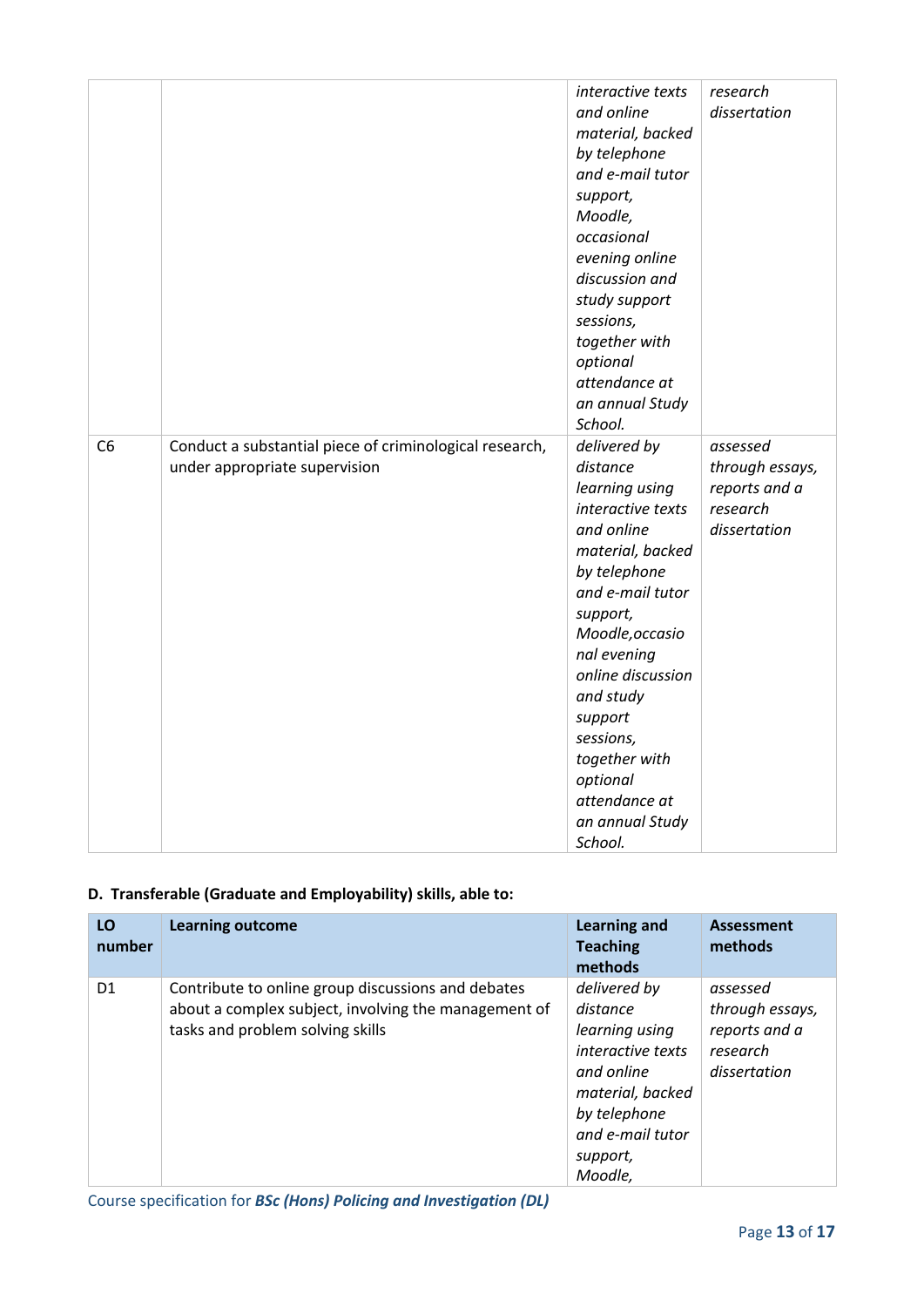| | | *interactive texts and online material, backed by telephone and e-mail tutor support, Moodle, occasional evening online discussion and study support sessions, together with optional attendance at an annual Study School.* | *research dissertation* |
|---|---|---|---|
| C6 | Conduct a substantial piece of criminological research, under appropriate supervision | *delivered by distance learning using interactive texts and online material, backed by telephone and e-mail tutor support, Moodle,occasional evening online discussion and study support sessions, together with optional attendance at an annual Study School.* | *assessed through essays, reports and a research dissertation* |

**D. Transferable (Graduate and Employability) skills, able to:**

| LO number | Learning outcome | Learning and Teaching methods | Assessment methods |
|---|---|---|---|
| D1 | Contribute to online group discussions and debates about a complex subject, involving the management of tasks and problem solving skills | *delivered by distance learning using interactive texts and online material, backed by telephone and e-mail tutor support, Moodle,* | *assessed through essays, reports and a research dissertation* |

Course specification for ***BSc (Hons) Policing and Investigation (DL)***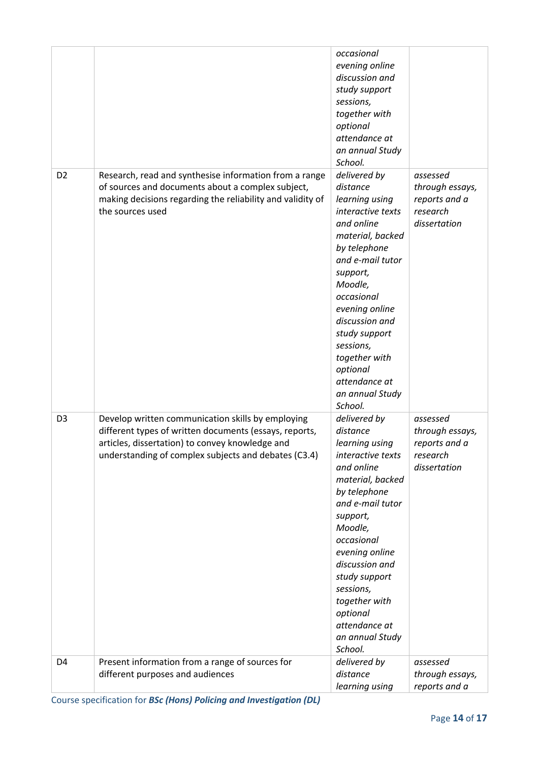| | | | |
|---|---|---|---|
| | | *occasional evening online discussion and study support sessions, together with optional attendance at an annual Study School.* | |
| D2 | Research, read and synthesise information from a range of sources and documents about a complex subject, making decisions regarding the reliability and validity of the sources used | *delivered by distance learning using interactive texts and online material, backed by telephone and e-mail tutor support, Moodle, occasional evening online discussion and study support sessions, together with optional attendance at an annual Study School.* | *assessed through essays, reports and a research dissertation* |
| D3 | Develop written communication skills by employing different types of written documents (essays, reports, articles, dissertation) to convey knowledge and understanding of complex subjects and debates (C3.4) | *delivered by distance learning using interactive texts and online material, backed by telephone and e-mail tutor support, Moodle, occasional evening online discussion and study support sessions, together with optional attendance at an annual Study School.* | *assessed through essays, reports and a research dissertation* |
| D4 | Present information from a range of sources for different purposes and audiences | *delivered by distance learning using* | *assessed through essays, reports and a* |

Course specification for ***BSc (Hons) Policing and Investigation (DL)***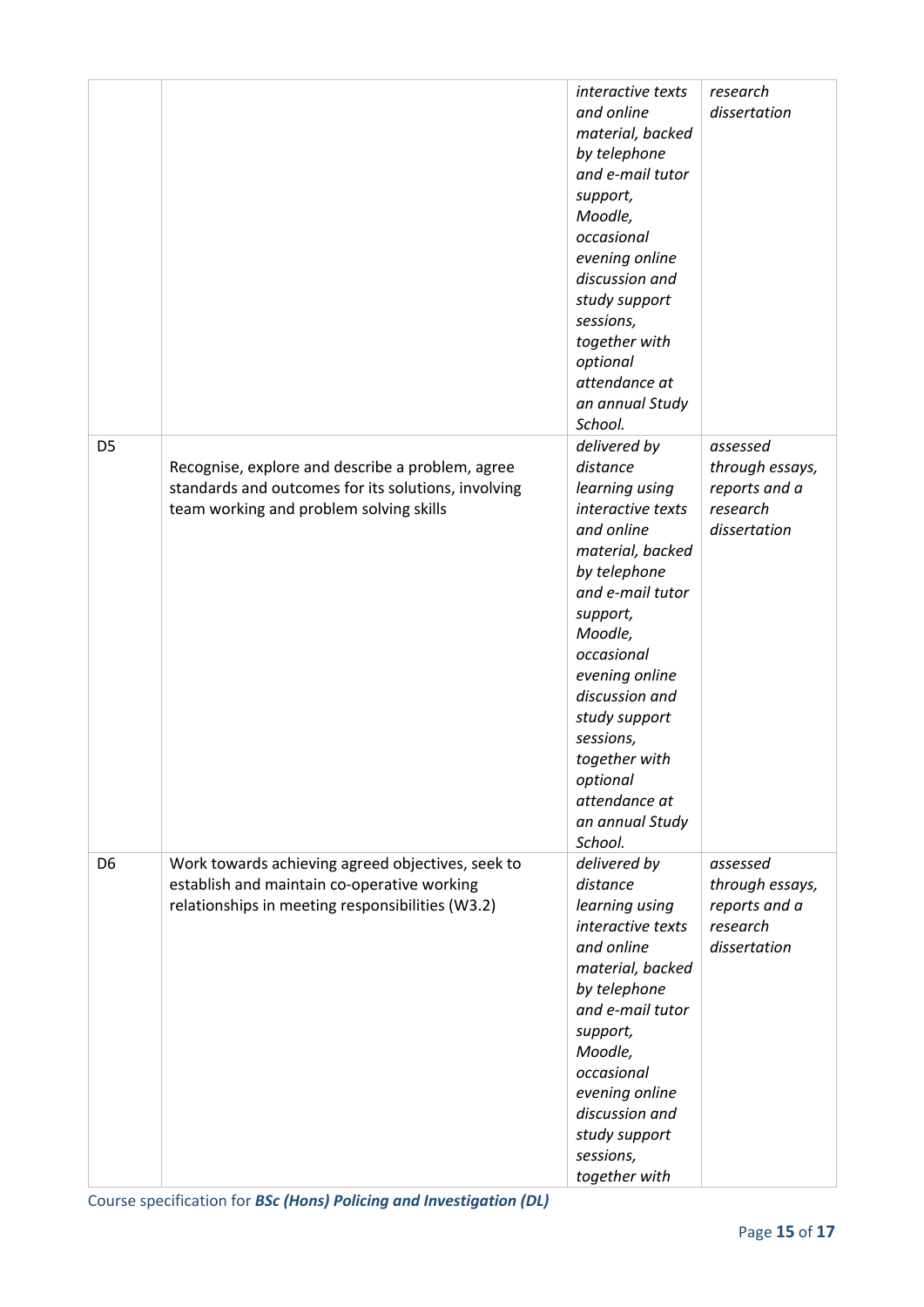| | | | |
|---|---|---|---|
| | | *interactive texts and online material, backed by telephone and e-mail tutor support, Moodle, occasional evening online discussion and study support sessions, together with optional attendance at an annual Study School.* | *research dissertation* |
| D5 | Recognise, explore and describe a problem, agree standards and outcomes for its solutions, involving team working and problem solving skills | *delivered by distance learning using interactive texts and online material, backed by telephone and e-mail tutor support, Moodle, occasional evening online discussion and study support sessions, together with optional attendance at an annual Study School.* | *assessed through essays, reports and a research dissertation* |
| D6 | Work towards achieving agreed objectives, seek to establish and maintain co-operative working relationships in meeting responsibilities (W3.2) | *delivered by distance learning using interactive texts and online material, backed by telephone and e-mail tutor support, Moodle, occasional evening online discussion and study support sessions, together with* | *assessed through essays, reports and a research dissertation* |

Course specification for ***BSc (Hons) Policing and Investigation (DL)***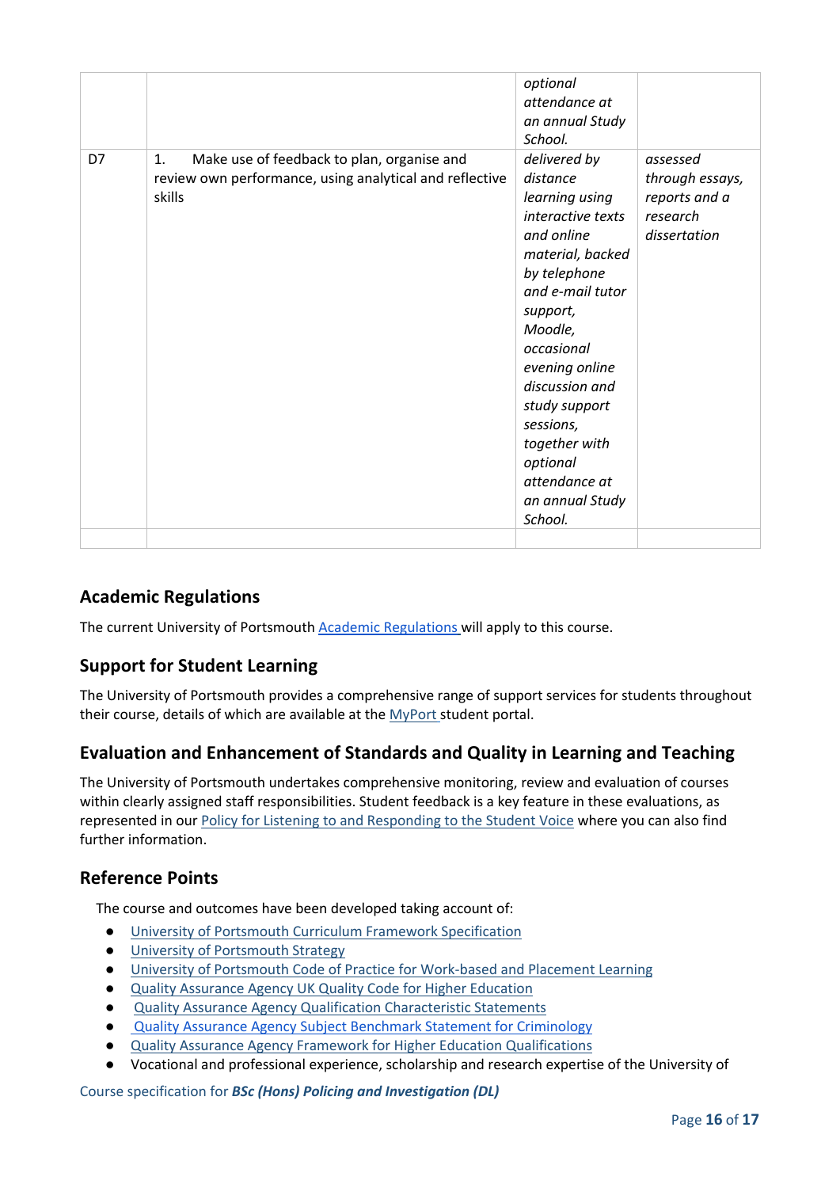| | | | |
|---|---|---|---|
| | | *optional attendance at an annual Study School.* | |
| D7 | 1. Make use of feedback to plan, organise and review own performance, using analytical and reflective skills | *delivered by distance learning using interactive texts and online material, backed by telephone and e-mail tutor support, Moodle, occasional evening online discussion and study support sessions, together with optional attendance at an annual Study School.* | *assessed through essays, reports and a research dissertation* |
| | | | |

## Academic Regulations

The current University of Portsmouth Academic Regulations will apply to this course.

## Support for Student Learning

The University of Portsmouth provides a comprehensive range of support services for students throughout their course, details of which are available at the MyPort student portal.

## Evaluation and Enhancement of Standards and Quality in Learning and Teaching

The University of Portsmouth undertakes comprehensive monitoring, review and evaluation of courses within clearly assigned staff responsibilities. Student feedback is a key feature in these evaluations, as represented in our Policy for Listening to and Responding to the Student Voice where you can also find further information.

## Reference Points

The course and outcomes have been developed taking account of:

- University of Portsmouth Curriculum Framework Specification
- University of Portsmouth Strategy
- University of Portsmouth Code of Practice for Work-based and Placement Learning
- Quality Assurance Agency UK Quality Code for Higher Education
- Quality Assurance Agency Qualification Characteristic Statements
- Quality Assurance Agency Subject Benchmark Statement for Criminology
- Quality Assurance Agency Framework for Higher Education Qualifications
- Vocational and professional experience, scholarship and research expertise of the University of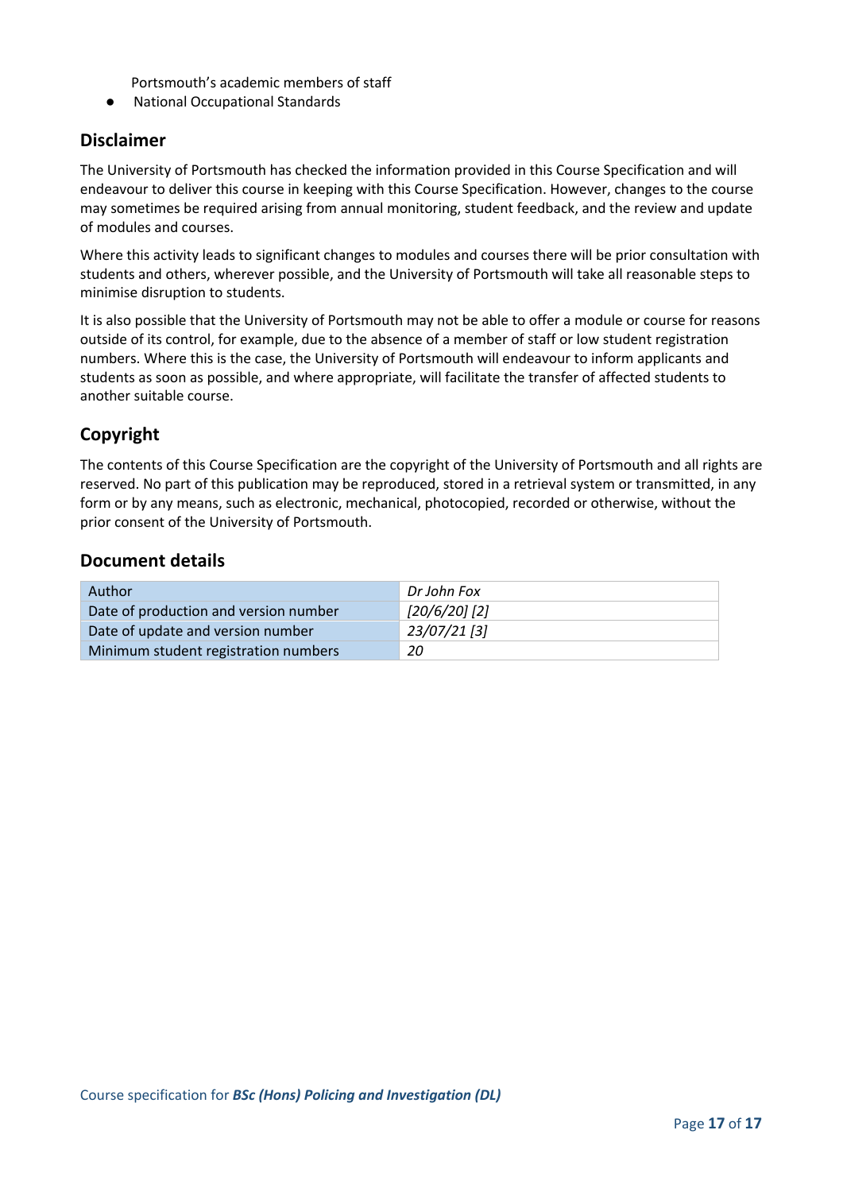Portsmouth's academic members of staff

- National Occupational Standards

## Disclaimer

The University of Portsmouth has checked the information provided in this Course Specification and will endeavour to deliver this course in keeping with this Course Specification. However, changes to the course may sometimes be required arising from annual monitoring, student feedback, and the review and update of modules and courses.

Where this activity leads to significant changes to modules and courses there will be prior consultation with students and others, wherever possible, and the University of Portsmouth will take all reasonable steps to minimise disruption to students.

It is also possible that the University of Portsmouth may not be able to offer a module or course for reasons outside of its control, for example, due to the absence of a member of staff or low student registration numbers. Where this is the case, the University of Portsmouth will endeavour to inform applicants and students as soon as possible, and where appropriate, will facilitate the transfer of affected students to another suitable course.

## Copyright

The contents of this Course Specification are the copyright of the University of Portsmouth and all rights are reserved. No part of this publication may be reproduced, stored in a retrieval system or transmitted, in any form or by any means, such as electronic, mechanical, photocopied, recorded or otherwise, without the prior consent of the University of Portsmouth.

## Document details

| | |
|---|---|
| Author | *Dr John Fox* |
| Date of production and version number | *[20/6/20] [2]* |
| Date of update and version number | *23/07/21 [3]* |
| Minimum student registration numbers | *20* |

Course specification for ***BSc (Hons) Policing and Investigation (DL)***